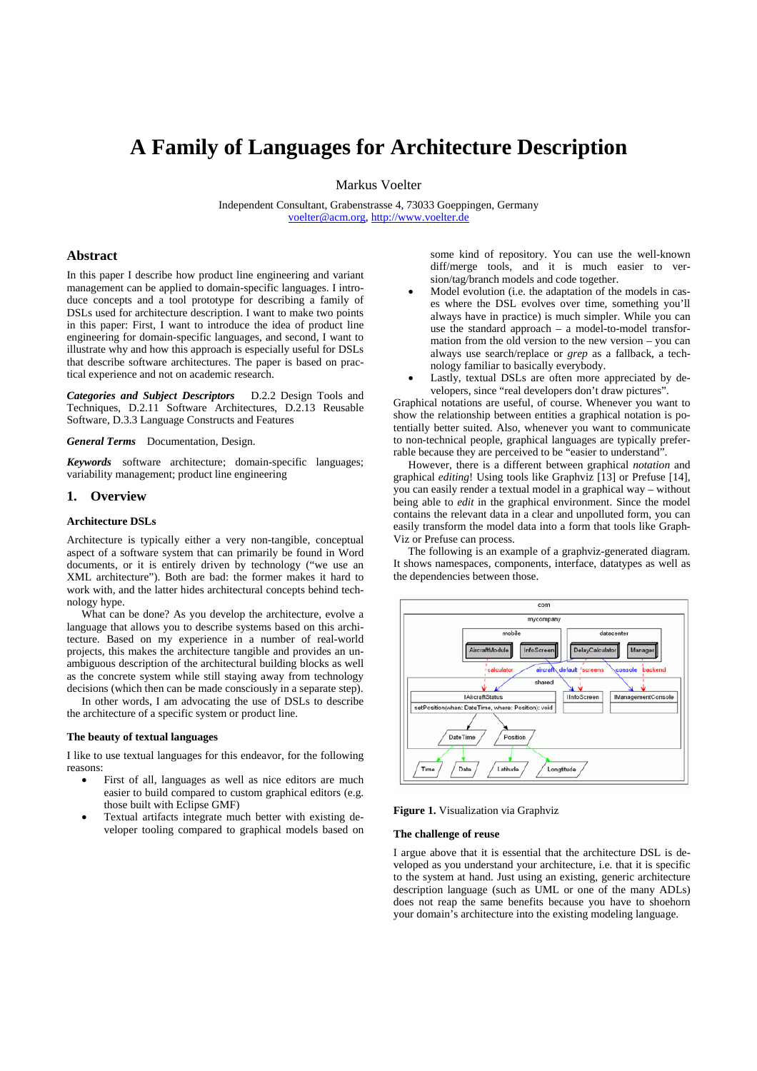# A Family of Languages for Architecture Description

Markus Voelter

Independent Consultant, Grabenstrasse 4, 73033 Goeppingen, Germany
voelter@acm.org, http://www.voelter.de

## Abstract

In this paper I describe how product line engineering and variant management can be applied to domain-specific languages. I introduce concepts and a tool prototype for describing a family of DSLs used for architecture description. I want to make two points in this paper: First, I want to introduce the idea of product line engineering for domain-specific languages, and second, I want to illustrate why and how this approach is especially useful for DSLs that describe software architectures. This paper is based on practical experience and not on academic research.

***Categories and Subject Descriptors*** D.2.2 Design Tools and Techniques, D.2.11 Software Architectures, D.2.13 Reusable Software, D.3.3 Language Constructs and Features

***General Terms*** Documentation, Design.

***Keywords*** software architecture; domain-specific languages; variability management; product line engineering

## 1. Overview

### Architecture DSLs

Architecture is typically either a very non-tangible, conceptual aspect of a software system that can primarily be found in Word documents, or it is entirely driven by technology ("we use an XML architecture"). Both are bad: the former makes it hard to work with, and the latter hides architectural concepts behind technology hype.

What can be done? As you develop the architecture, evolve a language that allows you to describe systems based on this architecture. Based on my experience in a number of real-world projects, this makes the architecture tangible and provides an unambiguous description of the architectural building blocks as well as the concrete system while still staying away from technology decisions (which then can be made consciously in a separate step).

In other words, I am advocating the use of DSLs to describe the architecture of a specific system or product line.

### The beauty of textual languages

I like to use textual languages for this endeavor, for the following reasons:

- First of all, languages as well as nice editors are much easier to build compared to custom graphical editors (e.g. those built with Eclipse GMF)
- Textual artifacts integrate much better with existing developer tooling compared to graphical models based on some kind of repository. You can use the well-known diff/merge tools, and it is much easier to version/tag/branch models and code together.
- Model evolution (i.e. the adaptation of the models in cases where the DSL evolves over time, something you'll always have in practice) is much simpler. While you can use the standard approach – a model-to-model transformation from the old version to the new version – you can always use search/replace or *grep* as a fallback, a technology familiar to basically everybody.
- Lastly, textual DSLs are often more appreciated by developers, since "real developers don't draw pictures".

Graphical notations are useful, of course. Whenever you want to show the relationship between entities a graphical notation is potentially better suited. Also, whenever you want to communicate to non-technical people, graphical languages are typically preferable because they are perceived to be "easier to understand".

However, there is a different between graphical *notation* and graphical *editing*! Using tools like Graphviz [13] or Prefuse [14], you can easily render a textual model in a graphical way – without being able to *edit* in the graphical environment. Since the model contains the relevant data in a clear and unpolluted form, you can easily transform the model data into a form that tools like GraphViz or Prefuse can process.

The following is an example of a graphviz-generated diagram. It shows namespaces, components, interface, datatypes as well as the dependencies between those.

**Figure 1.** Visualization via Graphviz

### The challenge of reuse

I argue above that it is essential that the architecture DSL is developed as you understand your architecture, i.e. that it is specific to the system at hand. Just using an existing, generic architecture description language (such as UML or one of the many ADLs) does not reap the same benefits because you have to shoehorn your domain's architecture into the existing modeling language.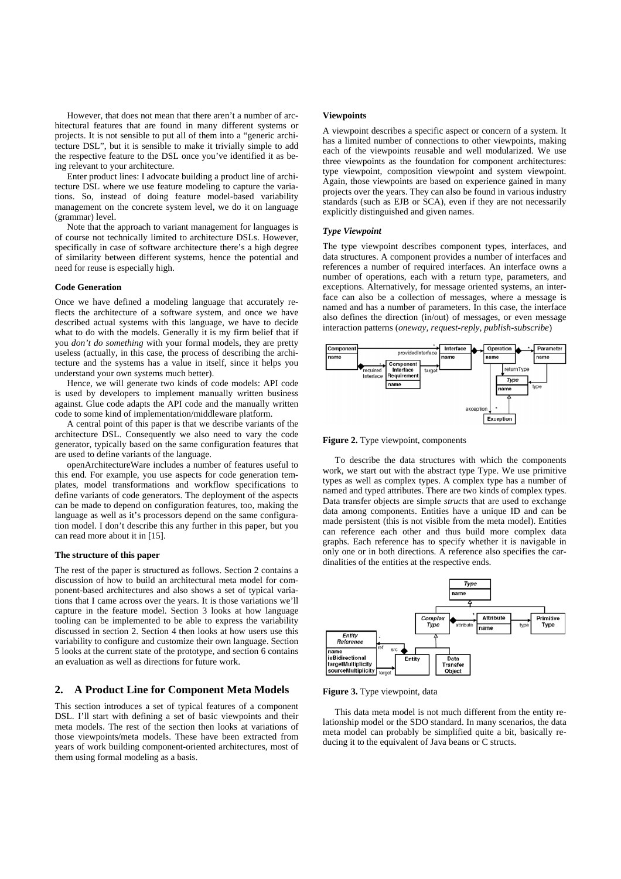However, that does not mean that there aren't a number of architectural features that are found in many different systems or projects. It is not sensible to put all of them into a "generic architecture DSL", but it is sensible to make it trivially simple to add the respective feature to the DSL once you've identified it as being relevant to your architecture.

Enter product lines: I advocate building a product line of architecture DSL where we use feature modeling to capture the variations. So, instead of doing feature model-based variability management on the concrete system level, we do it on language (grammar) level.

Note that the approach to variant management for languages is of course not technically limited to architecture DSLs. However, specifically in case of software architecture there's a high degree of similarity between different systems, hence the potential and need for reuse is especially high.

**Code Generation**

Once we have defined a modeling language that accurately reflects the architecture of a software system, and once we have described actual systems with this language, we have to decide what to do with the models. Generally it is my firm belief that if you *don't do something* with your formal models, they are pretty useless (actually, in this case, the process of describing the architecture and the systems has a value in itself, since it helps you understand your own systems much better).

Hence, we will generate two kinds of code models: API code is used by developers to implement manually written business against. Glue code adapts the API code and the manually written code to some kind of implementation/middleware platform.

A central point of this paper is that we describe variants of the architecture DSL. Consequently we also need to vary the code generator, typically based on the same configuration features that are used to define variants of the language.

openArchitectureWare includes a number of features useful to this end. For example, you use aspects for code generation templates, model transformations and workflow specifications to define variants of code generators. The deployment of the aspects can be made to depend on configuration features, too, making the language as well as it's processors depend on the same configuration model. I don't describe this any further in this paper, but you can read more about it in [15].

**The structure of this paper**

The rest of the paper is structured as follows. Section 2 contains a discussion of how to build an architectural meta model for component-based architectures and also shows a set of typical variations that I came across over the years. It is those variations we'll capture in the feature model. Section 3 looks at how language tooling can be implemented to be able to express the variability discussed in section 2. Section 4 then looks at how users use this variability to configure and customize their own language. Section 5 looks at the current state of the prototype, and section 6 contains an evaluation as well as directions for future work.

## 2. A Product Line for Component Meta Models

This section introduces a set of typical features of a component DSL. I'll start with defining a set of basic viewpoints and their meta models. The rest of the section then looks at variations of those viewpoints/meta models. These have been extracted from years of work building component-oriented architectures, most of them using formal modeling as a basis.

**Viewpoints**

A viewpoint describes a specific aspect or concern of a system. It has a limited number of connections to other viewpoints, making each of the viewpoints reusable and well modularized. We use three viewpoints as the foundation for component architectures: type viewpoint, composition viewpoint and system viewpoint. Again, those viewpoints are based on experience gained in many projects over the years. They can also be found in various industry standards (such as EJB or SCA), even if they are not necessarily explicitly distinguished and given names.

***Type Viewpoint***

The type viewpoint describes component types, interfaces, and data structures. A component provides a number of interfaces and references a number of required interfaces. An interface owns a number of operations, each with a return type, parameters, and exceptions. Alternatively, for message oriented systems, an interface can also be a collection of messages, where a message is named and has a number of parameters. In this case, the interface also defines the direction (in/out) of messages, or even message interaction patterns (*oneway, request-reply, publish-subscribe*)

**Figure 2.** Type viewpoint, components

To describe the data structures with which the components work, we start out with the abstract type Type. We use primitive types as well as complex types. A complex type has a number of named and typed attributes. There are two kinds of complex types. Data transfer objects are simple *structs* that are used to exchange data among components. Entities have a unique ID and can be made persistent (this is not visible from the meta model). Entities can reference each other and thus build more complex data graphs. Each reference has to specify whether it is navigable in only one or in both directions. A reference also specifies the cardinalities of the entities at the respective ends.

**Figure 3.** Type viewpoint, data

This data meta model is not much different from the entity relationship model or the SDO standard. In many scenarios, the data meta model can probably be simplified quite a bit, basically reducing it to the equivalent of Java beans or C structs.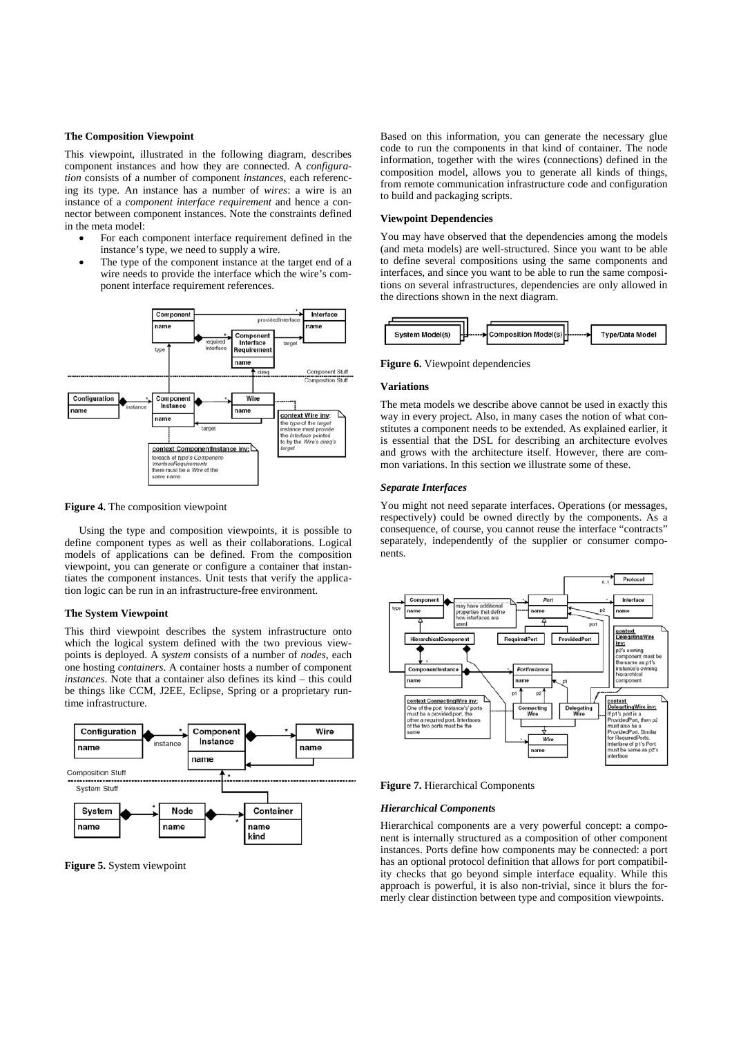### The Composition Viewpoint

This viewpoint, illustrated in the following diagram, describes component instances and how they are connected. A *configuration* consists of a number of component *instances*, each referencing its type. An instance has a number of *wires*: a wire is an instance of a *component interface requirement* and hence a connector between component instances. Note the constraints defined in the meta model:

- For each component interface requirement defined in the instance's type, we need to supply a wire.
- The type of the component instance at the target end of a wire needs to provide the interface which the wire's component interface requirement references.

**Figure 4.** The composition viewpoint

Using the type and composition viewpoints, it is possible to define component types as well as their collaborations. Logical models of applications can be defined. From the composition viewpoint, you can generate or configure a container that instantiates the component instances. Unit tests that verify the application logic can be run in an infrastructure-free environment.

### The System Viewpoint

This third viewpoint describes the system infrastructure onto which the logical system defined with the two previous viewpoints is deployed. A *system* consists of a number of *nodes*, each one hosting *containers*. A container hosts a number of component *instances*. Note that a container also defines its kind – this could be things like CCM, J2EE, Eclipse, Spring or a proprietary runtime infrastructure.

**Figure 5.** System viewpoint

Based on this information, you can generate the necessary glue code to run the components in that kind of container. The node information, together with the wires (connections) defined in the composition model, allows you to generate all kinds of things, from remote communication infrastructure code and configuration to build and packaging scripts.

### Viewpoint Dependencies

You may have observed that the dependencies among the models (and meta models) are well-structured. Since you want to be able to define several compositions using the same components and interfaces, and since you want to be able to run the same compositions on several infrastructures, dependencies are only allowed in the directions shown in the next diagram.

**Figure 6.** Viewpoint dependencies

### Variations

The meta models we describe above cannot be used in exactly this way in every project. Also, in many cases the notion of what constitutes a component needs to be extended. As explained earlier, it is essential that the DSL for describing an architecture evolves and grows with the architecture itself. However, there are common variations. In this section we illustrate some of these.

#### *Separate Interfaces*

You might not need separate interfaces. Operations (or messages, respectively) could be owned directly by the components. As a consequence, of course, you cannot reuse the interface "contracts" separately, independently of the supplier or consumer components.

**Figure 7.** Hierarchical Components

#### *Hierarchical Components*

Hierarchical components are a very powerful concept: a component is internally structured as a composition of other component instances. Ports define how components may be connected: a port has an optional protocol definition that allows for port compatibility checks that go beyond simple interface equality. While this approach is powerful, it is also non-trivial, since it blurs the formerly clear distinction between type and composition viewpoints.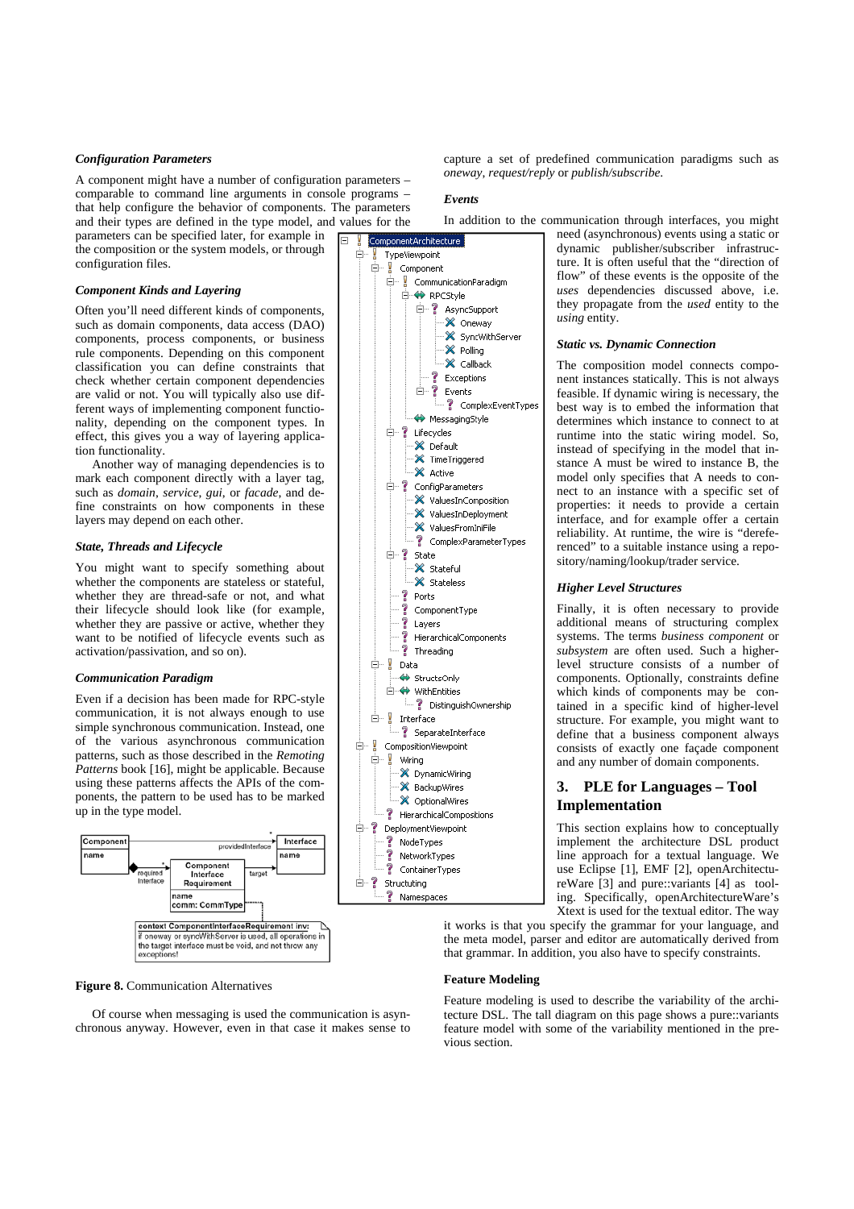### *Configuration Parameters*

A component might have a number of configuration parameters – comparable to command line arguments in console programs – that help configure the behavior of components. The parameters and their types are defined in the type model, and values for the parameters can be specified later, for example in the composition or the system models, or through configuration files.

### *Component Kinds and Layering*

Often you'll need different kinds of components, such as domain components, data access (DAO) components, process components, or business rule components. Depending on this component classification you can define constraints that check whether certain component dependencies are valid or not. You will typically also use different ways of implementing component functionality, depending on the component types. In effect, this gives you a way of layering application functionality.

Another way of managing dependencies is to mark each component directly with a layer tag, such as *domain*, *service*, *gui*, or *facade*, and define constraints on how components in these layers may depend on each other.

### *State, Threads and Lifecycle*

You might want to specify something about whether the components are stateless or stateful, whether they are thread-safe or not, and what their lifecycle should look like (for example, whether they are passive or active, whether they want to be notified of lifecycle events such as activation/passivation, and so on).

### *Communication Paradigm*

Even if a decision has been made for RPC-style communication, it is not always enough to use simple synchronous communication. Instead, one of the various asynchronous communication patterns, such as those described in the *Remoting Patterns* book [16], might be applicable. Because using these patterns affects the APIs of the components, the pattern to be used has to be marked up in the type model.

**Figure 8.** Communication Alternatives

Of course when messaging is used the communication is asynchronous anyway. However, even in that case it makes sense to capture a set of predefined communication paradigms such as *oneway*, *request/reply* or *publish/subscribe*.

### *Events*

In addition to the communication through interfaces, you might need (asynchronous) events using a static or dynamic publisher/subscriber infrastructure. It is often useful that the "direction of flow" of these events is the opposite of the *uses* dependencies discussed above, i.e. they propagate from the *used* entity to the *using* entity.

### *Static vs. Dynamic Connection*

The composition model connects component instances statically. This is not always feasible. If dynamic wiring is necessary, the best way is to embed the information that determines which instance to connect to at runtime into the static wiring model. So, instead of specifying in the model that instance A must be wired to instance B, the model only specifies that A needs to connect to an instance with a specific set of properties: it needs to provide a certain interface, and for example offer a certain reliability. At runtime, the wire is "dereferenced" to a suitable instance using a repository/naming/lookup/trader service.

### *Higher Level Structures*

Finally, it is often necessary to provide additional means of structuring complex systems. The terms *business component* or *subsystem* are often used. Such a higher-level structure consists of a number of components. Optionally, constraints define which kinds of components may be contained in a specific kind of higher-level structure. For example, you might want to define that a business component always consists of exactly one façade component and any number of domain components.

## 3. PLE for Languages – Tool Implementation

This section explains how to conceptually implement the architecture DSL product line approach for a textual language. We use Eclipse [1], EMF [2], openArchitectureWare [3] and pure::variants [4] as tooling. Specifically, openArchitectureWare's Xtext is used for the textual editor. The way it works is that you specify the grammar for your language, and the meta model, parser and editor are automatically derived from that grammar. In addition, you also have to specify constraints.

### Feature Modeling

Feature modeling is used to describe the variability of the architecture DSL. The tall diagram on this page shows a pure::variants feature model with some of the variability mentioned in the previous section.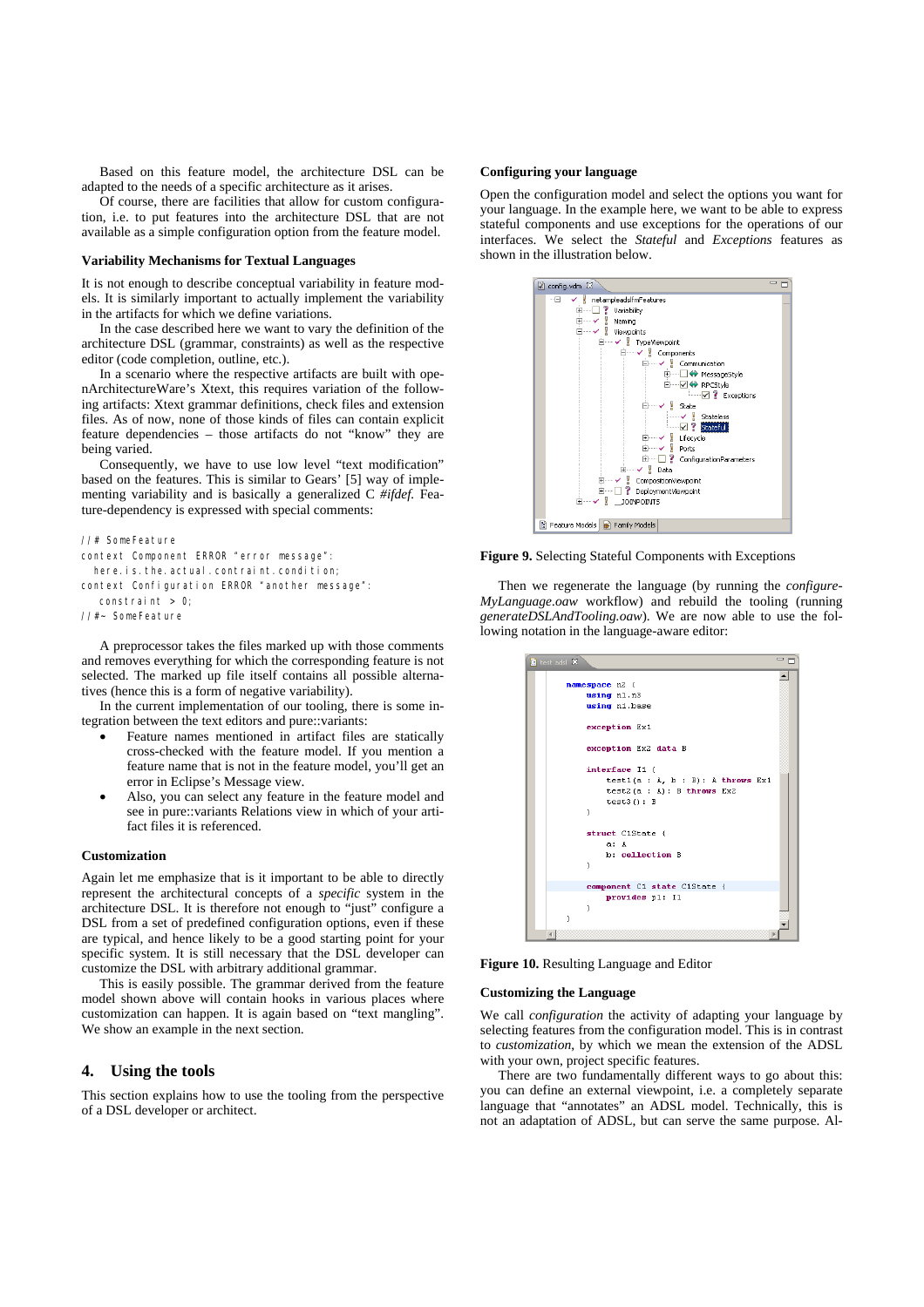Based on this feature model, the architecture DSL can be adapted to the needs of a specific architecture as it arises.

Of course, there are facilities that allow for custom configuration, i.e. to put features into the architecture DSL that are not available as a simple configuration option from the feature model.

### Variability Mechanisms for Textual Languages

It is not enough to describe conceptual variability in feature models. It is similarly important to actually implement the variability in the artifacts for which we define variations.

In the case described here we want to vary the definition of the architecture DSL (grammar, constraints) as well as the respective editor (code completion, outline, etc.).

In a scenario where the respective artifacts are built with openArchitectureWare's Xtext, this requires variation of the following artifacts: Xtext grammar definitions, check files and extension files. As of now, none of those kinds of files can contain explicit feature dependencies – those artifacts do not "know" they are being varied.

Consequently, we have to use low level "text modification" based on the features. This is similar to Gears' [5] way of implementing variability and is basically a generalized C *#ifdef*. Feature-dependency is expressed with special comments:

```
//# SomeFeature
context Component ERROR "error message":
  here.is.the.actual.contraint.condition;
context Configuration ERROR "another message":
   constraint > 0;
//#~ SomeFeature
```

A preprocessor takes the files marked up with those comments and removes everything for which the corresponding feature is not selected. The marked up file itself contains all possible alternatives (hence this is a form of negative variability).

In the current implementation of our tooling, there is some integration between the text editors and pure::variants:

- Feature names mentioned in artifact files are statically cross-checked with the feature model. If you mention a feature name that is not in the feature model, you'll get an error in Eclipse's Message view.
- Also, you can select any feature in the feature model and see in pure::variants Relations view in which of your artifact files it is referenced.

### Customization

Again let me emphasize that is it important to be able to directly represent the architectural concepts of a *specific* system in the architecture DSL. It is therefore not enough to "just" configure a DSL from a set of predefined configuration options, even if these are typical, and hence likely to be a good starting point for your specific system. It is still necessary that the DSL developer can customize the DSL with arbitrary additional grammar.

This is easily possible. The grammar derived from the feature model shown above will contain hooks in various places where customization can happen. It is again based on "text mangling". We show an example in the next section.

## 4. Using the tools

This section explains how to use the tooling from the perspective of a DSL developer or architect.

### Configuring your language

Open the configuration model and select the options you want for your language. In the example here, we want to be able to express stateful components and use exceptions for the operations of our interfaces. We select the *Stateful* and *Exceptions* features as shown in the illustration below.

**Figure 9.** Selecting Stateful Components with Exceptions

Then we regenerate the language (by running the *configureMyLanguage.oaw* workflow) and rebuild the tooling (running *generateDSLAndTooling.oaw*). We are now able to use the following notation in the language-aware editor:

**Figure 10.** Resulting Language and Editor

### Customizing the Language

We call *configuration* the activity of adapting your language by selecting features from the configuration model. This is in contrast to *customization*, by which we mean the extension of the ADSL with your own, project specific features.

There are two fundamentally different ways to go about this: you can define an external viewpoint, i.e. a completely separate language that "annotates" an ADSL model. Technically, this is not an adaptation of ADSL, but can serve the same purpose. Al-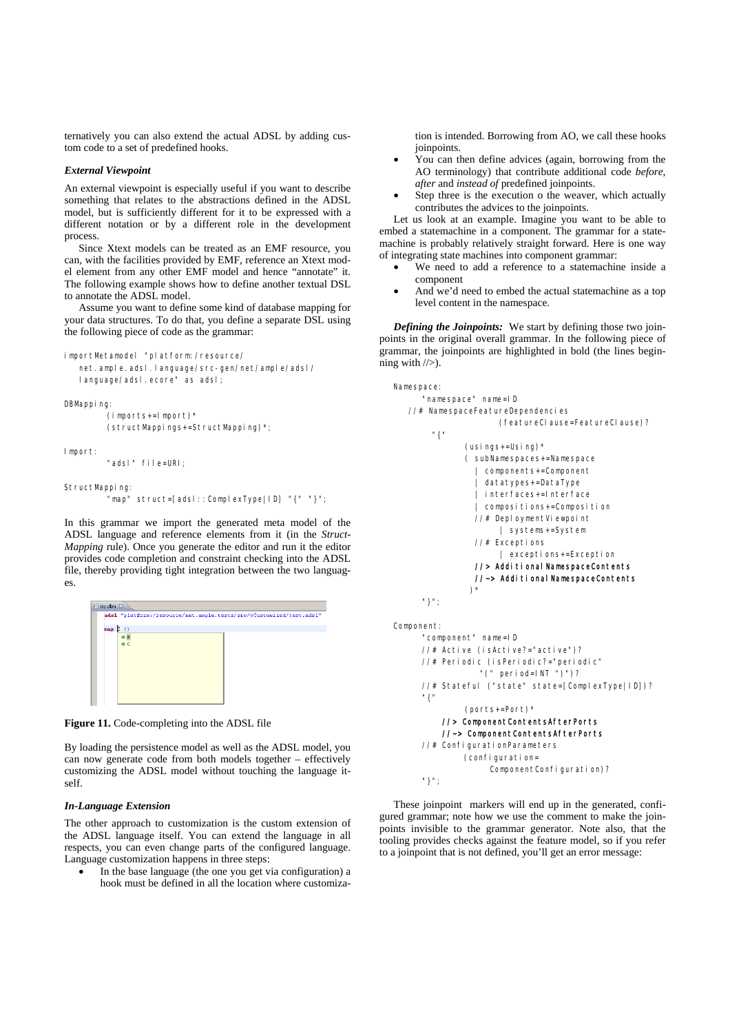ternatively you can also extend the actual ADSL by adding custom code to a set of predefined hooks.

### *External Viewpoint*

An external viewpoint is especially useful if you want to describe something that relates to the abstractions defined in the ADSL model, but is sufficiently different for it to be expressed with a different notation or by a different role in the development process.

Since Xtext models can be treated as an EMF resource, you can, with the facilities provided by EMF, reference an Xtext model element from any other EMF model and hence "annotate" it. The following example shows how to define another textual DSL to annotate the ADSL model.

Assume you want to define some kind of database mapping for your data structures. To do that, you define a separate DSL using the following piece of code as the grammar:

```
importMetamodel "platform:/resource/
   net.ample.adsl.language/src-gen/net/ample/adsl/
   language/adsl.ecore" as adsl;

DBMapping:
        (imports+=Import)*
        (structMappings+=StructMapping)*;

Import:
        "adsl" file=URI;

StructMapping:
        "map" struct=[adsl::ComplexType|ID] "{" "}";
```

In this grammar we import the generated meta model of the ADSL language and reference elements from it (in the *StructMapping* rule). Once you generate the editor and run it the editor provides code completion and constraint checking into the ADSL file, thereby providing tight integration between the two languages.

**Figure 11.** Code-completing into the ADSL file

By loading the persistence model as well as the ADSL model, you can now generate code from both models together – effectively customizing the ADSL model without touching the language itself.

### *In-Language Extension*

The other approach to customization is the custom extension of the ADSL language itself. You can extend the ADSL language in all respects, you can even change parts of the configured language. Language customization happens in three steps:

- In the base language (the one you get via configuration) a hook must be defined in all the location where customization is intended. Borrowing from AO, we call these hooks joinpoints.
- You can then define advices (again, borrowing from the AO terminology) that contribute additional code *before*, *after* and *instead of* predefined joinpoints.
- Step three is the execution o the weaver, which actually contributes the advices to the joinpoints.

Let us look at an example. Imagine you want to be able to embed a statemachine in a component. The grammar for a statemachine is probably relatively straight forward. Here is one way of integrating state machines into component grammar:

- We need to add a reference to a statemachine inside a component
- And we'd need to embed the actual statemachine as a top level content in the namespace.

***Defining the Joinpoints:*** We start by defining those two joinpoints in the original overall grammar. In the following piece of grammar, the joinpoints are highlighted in bold (the lines beginning with //>).

```
Namespace:
      "namespace" name=ID
   //# NamespaceFeatureDependencies
                    (featureClause=FeatureClause)?
        "{"
             (usings+=Using)*
             ( subNamespaces+=Namespace
               | components+=Component
               | datatypes+=DataType
               | interfaces+=Interface
               | compositions+=Composition
              //# DeploymentViewpoint
                    | systems+=System
              //# Exceptions
                    | exceptions+=Exception
             //> AdditionalNamespaceContents
              //~> AdditionalNamespaceContents
             )*
      "}";

Component:
      "component" name=ID
      //# Active (isActive?="active")?
      //# Periodic (isPeriodic?="periodic"
                 "(" period=INT ")")?
      //# Stateful ("state" state=[ComplexType|ID])?
      "{"
             (ports+=Port)*
          //> ComponentContentsAfterPorts
          //~> ComponentContentsAfterPorts
      //# ConfigurationParameters
             (configuration=
                    ComponentConfiguration)?
      "}";
```

These joinpoint markers will end up in the generated, configured grammar; note how we use the comment to make the joinpoints invisible to the grammar generator. Note also, that the tooling provides checks against the feature model, so if you refer to a joinpoint that is not defined, you'll get an error message: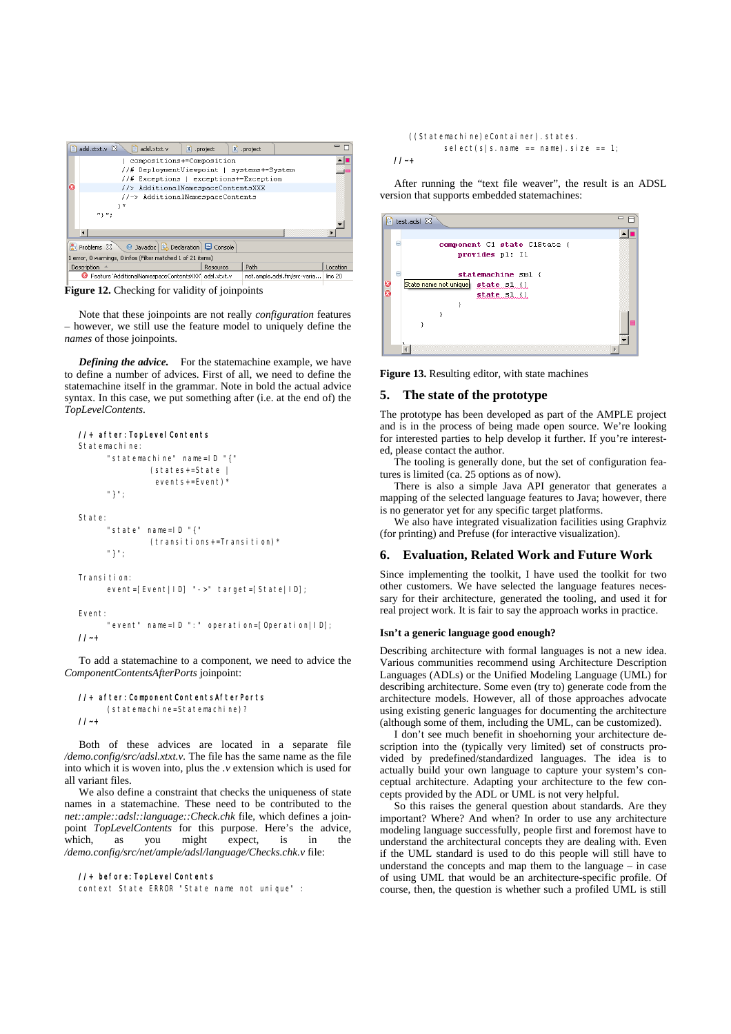Figure 12. Checking for validity of joinpoints

Note that these joinpoints are not really *configuration* features – however, we still use the feature model to uniquely define the *names* of those joinpoints.

***Defining the advice.*** For the statemachine example, we have to define a number of advices. First of all, we need to define the statemachine itself in the grammar. Note in bold the actual advice syntax. In this case, we put something after (i.e. at the end of) the *TopLevelContents*.

```
//+ after:TopLevelContents
Statemachine:
    "statemachine" name=ID "{"
        (states+=State |
         events+=Event)*
    "}";

State:
    "state" name=ID "{"
        (transitions+=Transition)*
    "}";

Transition:
    event=[Event|ID] "->" target=[State|ID];

Event:
    "event" name=ID ":" operation=[Operation|ID];
//~+
```

To add a statemachine to a component, we need to advice the *ComponentContentsAfterPorts* joinpoint:

```
//+ after:ComponentContentsAfterPorts
    (statemachine=Statemachine)?
//~+
```

Both of these advices are located in a separate file */demo.config/src/adsl.xtxt.v*. The file has the same name as the file into which it is woven into, plus the *.v* extension which is used for all variant files.

We also define a constraint that checks the uniqueness of state names in a statemachine. These need to be contributed to the *net::ample::adsl::language::Check.chk* file, which defines a joinpoint *TopLevelContents* for this purpose. Here's the advice, which, as you might expect, is in the */demo.config/src/net/ample/adsl/language/Checks.chk.v* file:

```
//+ before:TopLevelContents
context State ERROR 'State name not unique' :
    ((Statemachine)eContainer).states.
        select(s|s.name == name).size == 1;
//~+
```

After running the "text file weaver", the result is an ADSL version that supports embedded statemachines:

Figure 13. Resulting editor, with state machines

## 5. The state of the prototype

The prototype has been developed as part of the AMPLE project and is in the process of being made open source. We're looking for interested parties to help develop it further. If you're interested, please contact the author.

The tooling is generally done, but the set of configuration features is limited (ca. 25 options as of now).

There is also a simple Java API generator that generates a mapping of the selected language features to Java; however, there is no generator yet for any specific target platforms.

We also have integrated visualization facilities using Graphviz (for printing) and Prefuse (for interactive visualization).

## 6. Evaluation, Related Work and Future Work

Since implementing the toolkit, I have used the toolkit for two other customers. We have selected the language features necessary for their architecture, generated the tooling, and used it for real project work. It is fair to say the approach works in practice.

### Isn't a generic language good enough?

Describing architecture with formal languages is not a new idea. Various communities recommend using Architecture Description Languages (ADLs) or the Unified Modeling Language (UML) for describing architecture. Some even (try to) generate code from the architecture models. However, all of those approaches advocate using existing generic languages for documenting the architecture (although some of them, including the UML, can be customized).

I don't see much benefit in shoehorning your architecture description into the (typically very limited) set of constructs provided by predefined/standardized languages. The idea is to actually build your own language to capture your system's conceptual architecture. Adapting your architecture to the few concepts provided by the ADL or UML is not very helpful.

So this raises the general question about standards. Are they important? Where? And when? In order to use any architecture modeling language successfully, people first and foremost have to understand the architectural concepts they are dealing with. Even if the UML standard is used to do this people will still have to understand the concepts and map them to the language – in case of using UML that would be an architecture-specific profile. Of course, then, the question is whether such a profiled UML is still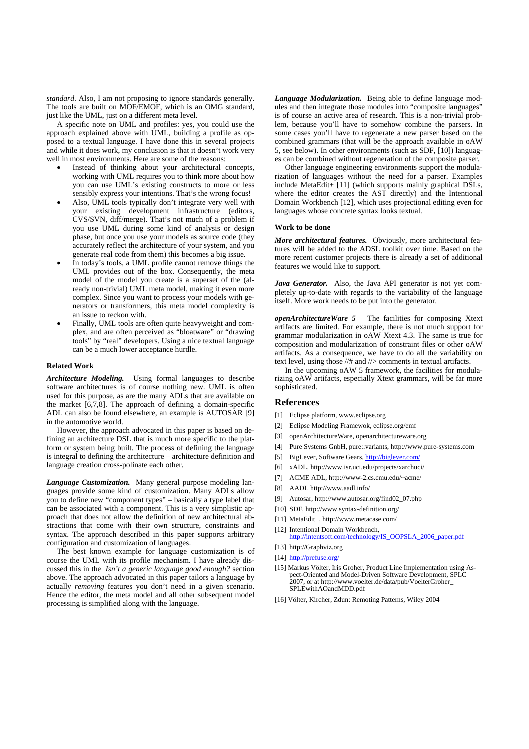*standard*. Also, I am not proposing to ignore standards generally. The tools are built on MOF/EMOF, which is an OMG standard, just like the UML, just on a different meta level.

A specific note on UML and profiles: yes, you could use the approach explained above with UML, building a profile as opposed to a textual language. I have done this in several projects and while it does work, my conclusion is that it doesn't work very well in most environments. Here are some of the reasons:

- Instead of thinking about your architectural concepts, working with UML requires you to think more about how you can use UML's existing constructs to more or less sensibly express your intentions. That's the wrong focus!
- Also, UML tools typically don't integrate very well with your existing development infrastructure (editors, CVS/SVN, diff/merge). That's not much of a problem if you use UML during some kind of analysis or design phase, but once you use your models as source code (they accurately reflect the architecture of your system, and you generate real code from them) this becomes a big issue.
- In today's tools, a UML profile cannot remove things the UML provides out of the box. Consequently, the meta model of the model you create is a superset of the (already non-trivial) UML meta model, making it even more complex. Since you want to process your models with generators or transformers, this meta model complexity is an issue to reckon with.
- Finally, UML tools are often quite heavyweight and complex, and are often perceived as "bloatware" or "drawing tools" by "real" developers. Using a nice textual language can be a much lower acceptance hurdle.

### Related Work

***Architecture Modeling.*** Using formal languages to describe software architectures is of course nothing new. UML is often used for this purpose, as are the many ADLs that are available on the market [6,7,8]. The approach of defining a domain-specific ADL can also be found elsewhere, an example is AUTOSAR [9] in the automotive world.

However, the approach advocated in this paper is based on defining an architecture DSL that is much more specific to the platform or system being built. The process of defining the language is integral to defining the architecture – architecture definition and language creation cross-polinate each other.

***Language Customization.*** Many general purpose modeling languages provide some kind of customization. Many ADLs allow you to define new "component types" – basically a type label that can be associated with a component. This is a very simplistic approach that does not allow the definition of new architectural abstractions that come with their own structure, constraints and syntax. The approach described in this paper supports arbitrary configuration and customization of languages.

The best known example for language customization is of course the UML with its profile mechanism. I have already discussed this in the *Isn't a generic language good enough?* section above. The approach advocated in this paper tailors a language by actually *removing* features you don't need in a given scenario. Hence the editor, the meta model and all other subsequent model processing is simplified along with the language.

***Language Modularization.*** Being able to define language modules and then integrate those modules into "composite languages" is of course an active area of research. This is a non-trivial problem, because you'll have to somehow combine the parsers. In some cases you'll have to regenerate a new parser based on the combined grammars (that will be the approach available in oAW 5, see below). In other environments (such as SDF, [10]) languages can be combined without regeneration of the composite parser.

Other language engineering environments support the modularization of languages without the need for a parser. Examples include MetaEdit+ [11] (which supports mainly graphical DSLs, where the editor creates the AST directly) and the Intentional Domain Workbench [12], which uses projectional editing even for languages whose concrete syntax looks textual.

### Work to be done

***More architectural features.*** Obviously, more architectural features will be added to the ADSL toolkit over time. Based on the more recent customer projects there is already a set of additional features we would like to support.

***Java Generator.*** Also, the Java API generator is not yet completely up-to-date with regards to the variability of the language itself. More work needs to be put into the generator.

***openArchitectureWare 5*** The facilities for composing Xtext artifacts are limited. For example, there is not much support for grammar modularization in oAW Xtext 4.3. The same is true for composition and modularization of constraint files or other oAW artifacts. As a consequence, we have to do all the variability on text level, using those //# and //> comments in textual artifacts.

In the upcoming oAW 5 framework, the facilities for modularizing oAW artifacts, especially Xtext grammars, will be far more sophisticated.

## References

[1] Eclipse platform, www.eclipse.org

[2] Eclipse Modeling Framewok, eclipse.org/emf

[3] openArchitectureWare, openarchitectureware.org

[4] Pure Systems GnbH, pure::variants, http://www.pure-systems.com

[5] BigLever, Software Gears, http://biglever.com/

[6] xADL, http://www.isr.uci.edu/projects/xarchuci/

[7] ACME ADL, http://www-2.cs.cmu.edu/~acme/

[8] AADL http://www.aadl.info/

[9] Autosar, http://www.autosar.org/find02_07.php

[10] SDF, http://www.syntax-definition.org/

[11] MetaEdit+, http://www.metacase.com/

[12] Intentional Domain Workbench, http://intentsoft.com/technology/IS_OOPSLA_2006_paper.pdf

[13] http://Graphviz.org

[14] http://prefuse.org/

[15] Markus Völter, Iris Groher, Product Line Implementation using Aspect-Oriented and Model-Driven Software Development, SPLC 2007, or at http://www.voelter.de/data/pub/VoelterGroher_SPLEwithAOandMDD.pdf

[16] Völter, Kircher, Zdun: Remoting Patterns, Wiley 2004